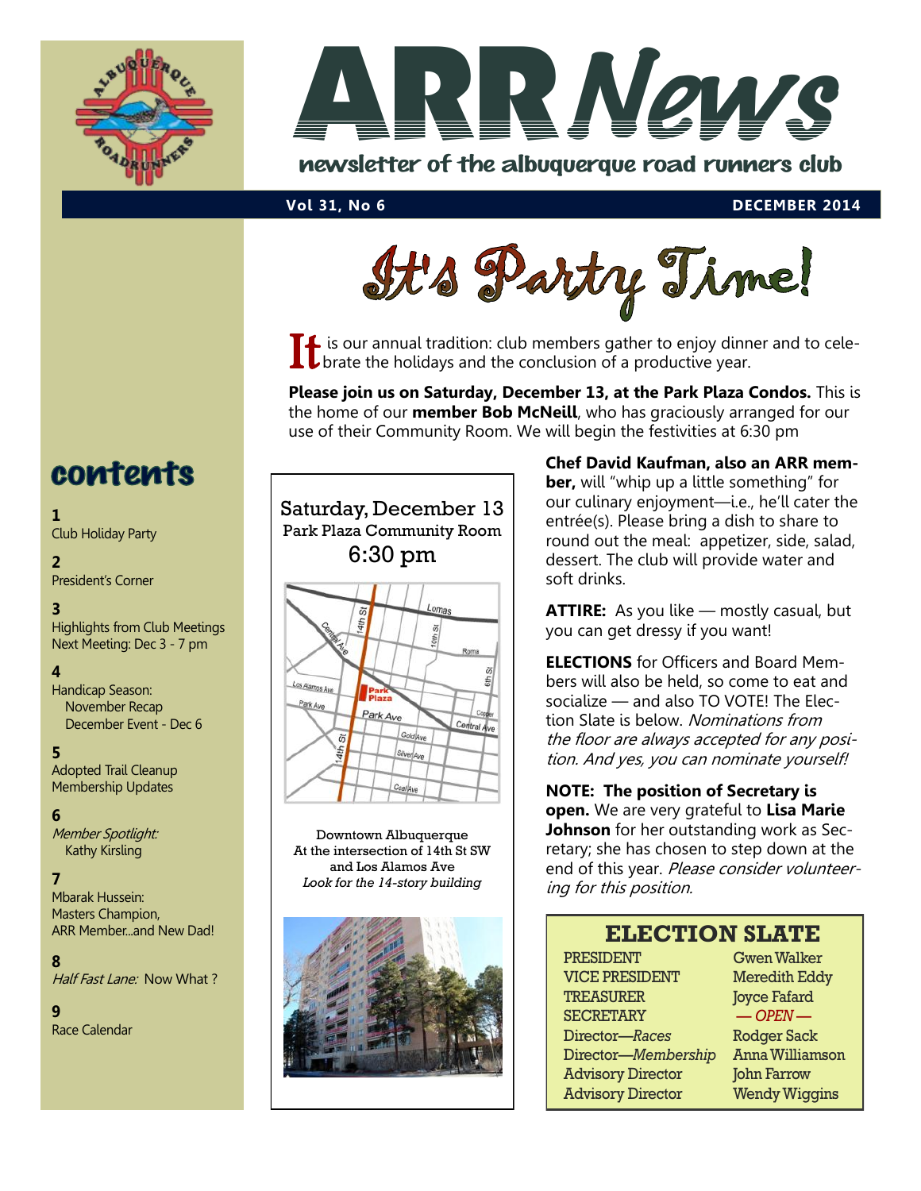# ARR News

newsletter of the albuquerque road runners club

**Vol 31, No 6** **DECEMBER 2014**

## contents

**1**
Club Holiday Party

**2**
President's Corner

**3**
Highlights from Club Meetings
Next Meeting: Dec 3 - 7 pm

**4**
Handicap Season:
November Recap
December Event - Dec 6

**5**
Adopted Trail Cleanup
Membership Updates

**6**
*Member Spotlight:*
Kathy Kirsling

**7**
Mbarak Hussein:
Masters Champion,
ARR Member...and New Dad!

**8**
*Half Fast Lane:* Now What ?

**9**
Race Calendar

# It's Party Time!

It is our annual tradition: club members gather to enjoy dinner and to celebrate the holidays and the conclusion of a productive year.

**Please join us on Saturday, December 13, at the Park Plaza Condos.** This is the home of our **member Bob McNeill**, who has graciously arranged for our use of their Community Room. We will begin the festivities at 6:30 pm

Saturday, December 13
Park Plaza Community Room
6:30 pm

Downtown Albuquerque
At the intersection of 14th St SW and Los Alamos Ave
*Look for the 14-story building*

**Chef David Kaufman, also an ARR member,** will "whip up a little something" for our culinary enjoyment—i.e., he'll cater the entrée(s). Please bring a dish to share to round out the meal: appetizer, side, salad, dessert. The club will provide water and soft drinks.

**ATTIRE:** As you like — mostly casual, but you can get dressy if you want!

**ELECTIONS** for Officers and Board Members will also be held, so come to eat and socialize — and also TO VOTE! The Election Slate is below. *Nominations from the floor are always accepted for any position. And yes, you can nominate yourself!*

**NOTE: The position of Secretary is open.** We are very grateful to **Lisa Marie Johnson** for her outstanding work as Secretary; she has chosen to step down at the end of this year. *Please consider volunteering for this position.*

## ELECTION SLATE

| Position | Name |
|---|---|
| PRESIDENT | Gwen Walker |
| VICE PRESIDENT | Meredith Eddy |
| TREASURER | Joyce Fafard |
| SECRETARY | *— OPEN —* |
| Director—*Races* | Rodger Sack |
| Director—*Membership* | Anna Williamson |
| Advisory Director | John Farrow |
| Advisory Director | Wendy Wiggins |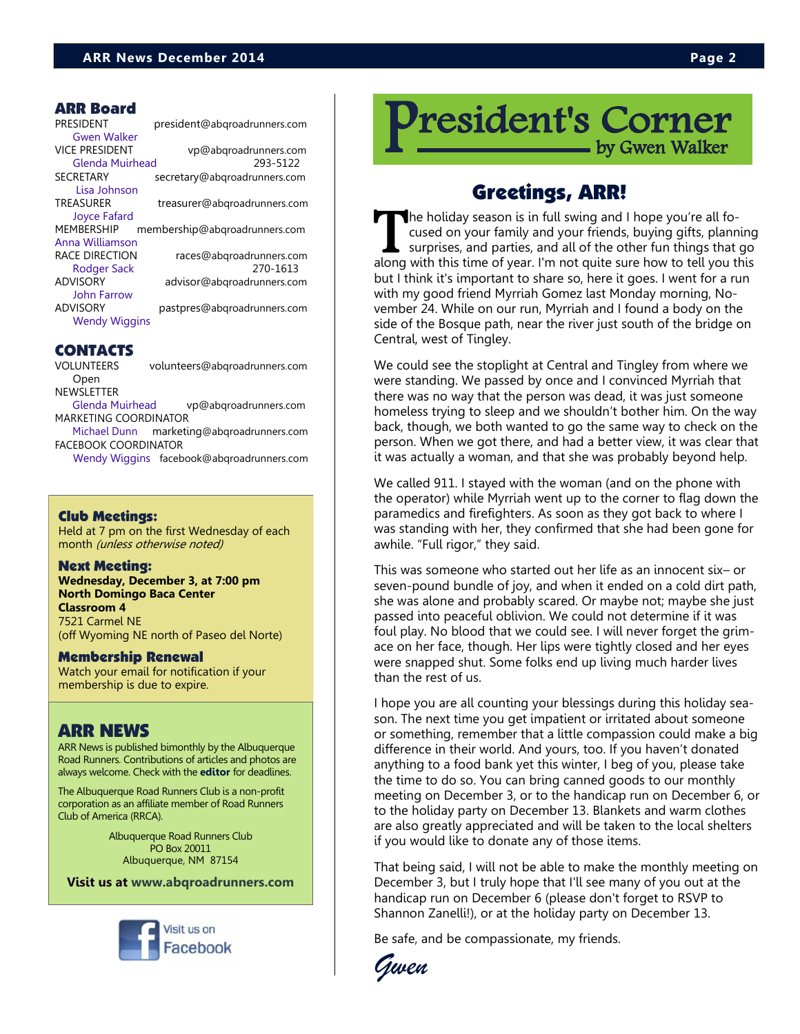## ARR Board

PRESIDENT president@abqroadrunners.com
Gwen Walker

VICE PRESIDENT vp@abqroadrunners.com
Glenda Muirhead 293-5122

SECRETARY secretary@abqroadrunners.com
Lisa Johnson

TREASURER treasurer@abqroadrunners.com
Joyce Fafard

MEMBERSHIP membership@abqroadrunners.com
Anna Williamson

RACE DIRECTION races@abqroadrunners.com
Rodger Sack 270-1613

ADVISORY advisor@abqroadrunners.com
John Farrow

ADVISORY pastpres@abqroadrunners.com
Wendy Wiggins

## CONTACTS

VOLUNTEERS volunteers@abqroadrunners.com
Open

NEWSLETTER
Glenda Muirhead vp@abqroadrunners.com

MARKETING COORDINATOR
Michael Dunn marketing@abqroadrunners.com

FACEBOOK COORDINATOR
Wendy Wiggins facebook@abqroadrunners.com

### Club Meetings:

Held at 7 pm on the first Wednesday of each month *(unless otherwise noted)*

### Next Meeting:

**Wednesday, December 3, at 7:00 pm**
**North Domingo Baca Center**
**Classroom 4**
7521 Carmel NE
(off Wyoming NE north of Paseo del Norte)

### Membership Renewal

Watch your email for notification if your membership is due to expire.

## ARR NEWS

ARR News is published bimonthly by the Albuquerque Road Runners. Contributions of articles and photos are always welcome. Check with the **editor** for deadlines.

The Albuquerque Road Runners Club is a non-profit corporation as an affiliate member of Road Runners Club of America (RRCA).

Albuquerque Road Runners Club
PO Box 20011
Albuquerque, NM 87154

**Visit us at www.abqroadrunners.com**

Visit us on Facebook

# President's Corner

by Gwen Walker

## Greetings, ARR!

The holiday season is in full swing and I hope you're all focused on your family and your friends, buying gifts, planning surprises, and parties, and all of the other fun things that go along with this time of year. I'm not quite sure how to tell you this but I think it's important to share so, here it goes. I went for a run with my good friend Myrriah Gomez last Monday morning, November 24. While on our run, Myrriah and I found a body on the side of the Bosque path, near the river just south of the bridge on Central, west of Tingley.

We could see the stoplight at Central and Tingley from where we were standing. We passed by once and I convinced Myrriah that there was no way that the person was dead, it was just someone homeless trying to sleep and we shouldn't bother him. On the way back, though, we both wanted to go the same way to check on the person. When we got there, and had a better view, it was clear that it was actually a woman, and that she was probably beyond help.

We called 911. I stayed with the woman (and on the phone with the operator) while Myrriah went up to the corner to flag down the paramedics and firefighters. As soon as they got back to where I was standing with her, they confirmed that she had been gone for awhile. "Full rigor," they said.

This was someone who started out her life as an innocent six– or seven-pound bundle of joy, and when it ended on a cold dirt path, she was alone and probably scared. Or maybe not; maybe she just passed into peaceful oblivion. We could not determine if it was foul play. No blood that we could see. I will never forget the grimace on her face, though. Her lips were tightly closed and her eyes were snapped shut. Some folks end up living much harder lives than the rest of us.

I hope you are all counting your blessings during this holiday season. The next time you get impatient or irritated about someone or something, remember that a little compassion could make a big difference in their world. And yours, too. If you haven't donated anything to a food bank yet this winter, I beg of you, please take the time to do so. You can bring canned goods to our monthly meeting on December 3, or to the handicap run on December 6, or to the holiday party on December 13. Blankets and warm clothes are also greatly appreciated and will be taken to the local shelters if you would like to donate any of those items.

That being said, I will not be able to make the monthly meeting on December 3, but I truly hope that I'll see many of you out at the handicap run on December 6 (please don't forget to RSVP to Shannon Zanelli!), or at the holiday party on December 13.

Be safe, and be compassionate, my friends.

*Gwen*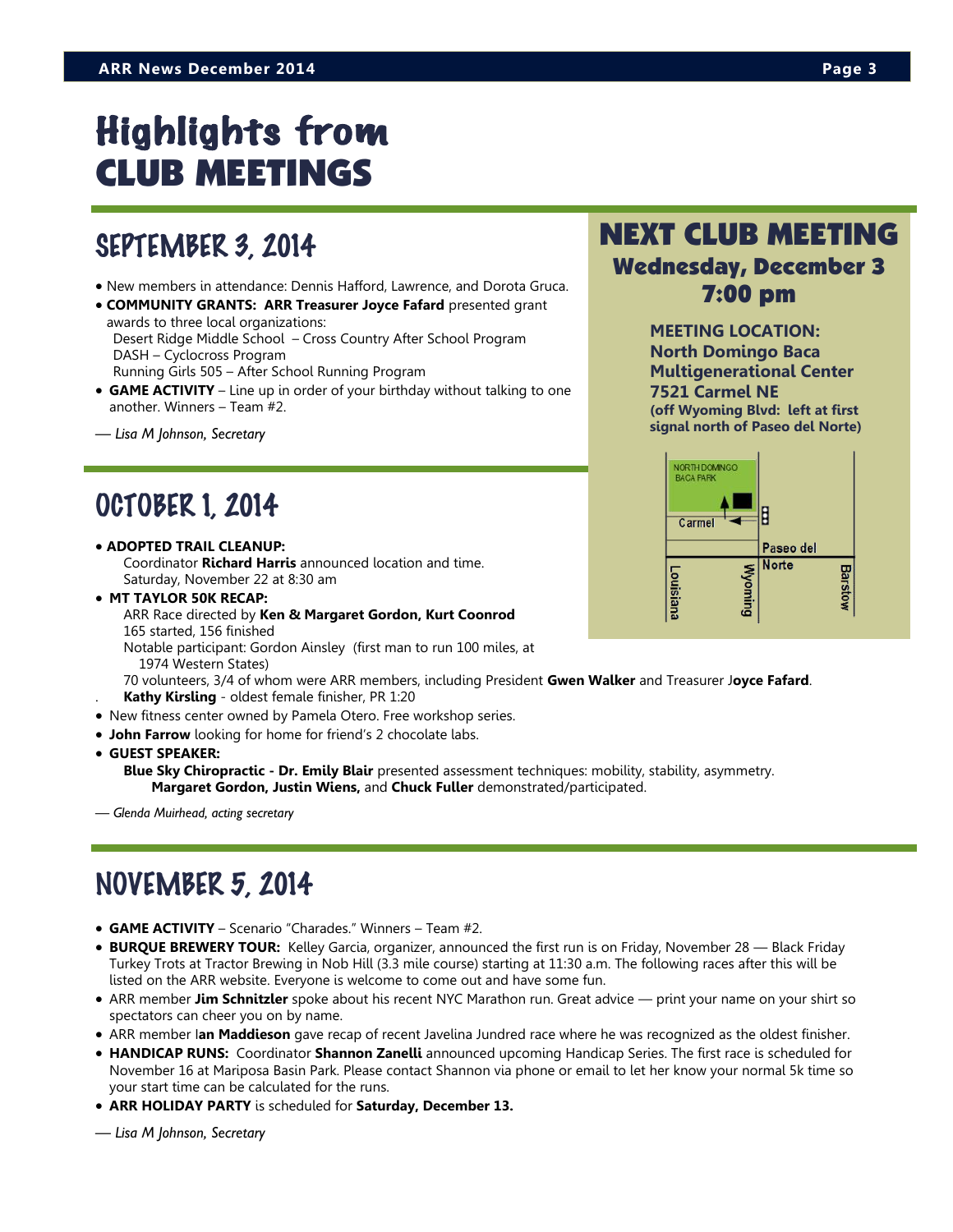# Highlights from CLUB MEETINGS

## SEPTEMBER 3, 2014

- New members in attendance: Dennis Hafford, Lawrence, and Dorota Gruca.
- **COMMUNITY GRANTS: ARR Treasurer Joyce Fafard** presented grant awards to three local organizations:
  Desert Ridge Middle School – Cross Country After School Program
  DASH – Cyclocross Program
  Running Girls 505 – After School Running Program
- **GAME ACTIVITY** – Line up in order of your birthday without talking to one another. Winners – Team #2.

*— Lisa M Johnson, Secretary*

## NEXT CLUB MEETING

**Wednesday, December 3**
**7:00 pm**

**MEETING LOCATION:**
**North Domingo Baca Multigenerational Center**
**7521 Carmel NE**
**(off Wyoming Blvd: left at first signal north of Paseo del Norte)**

## OCTOBER 1, 2014

- **ADOPTED TRAIL CLEANUP:**
  Coordinator **Richard Harris** announced location and time. Saturday, November 22 at 8:30 am
- **MT TAYLOR 50K RECAP:**
  ARR Race directed by **Ken & Margaret Gordon, Kurt Coonrod**
  165 started, 156 finished
  Notable participant: Gordon Ainsley (first man to run 100 miles, at 1974 Western States)
  70 volunteers, 3/4 of whom were ARR members, including President **Gwen Walker** and Treasurer J**oyce Fafard**.
  **Kathy Kirsling** - oldest female finisher, PR 1:20
- New fitness center owned by Pamela Otero. Free workshop series.
- **John Farrow** looking for home for friend's 2 chocolate labs.
- **GUEST SPEAKER:**
  **Blue Sky Chiropractic - Dr. Emily Blair** presented assessment techniques: mobility, stability, asymmetry. **Margaret Gordon, Justin Wiens,** and **Chuck Fuller** demonstrated/participated.

*— Glenda Muirhead, acting secretary*

## NOVEMBER 5, 2014

- **GAME ACTIVITY** – Scenario "Charades." Winners – Team #2.
- **BURQUE BREWERY TOUR:** Kelley Garcia, organizer, announced the first run is on Friday, November 28 — Black Friday Turkey Trots at Tractor Brewing in Nob Hill (3.3 mile course) starting at 11:30 a.m. The following races after this will be listed on the ARR website. Everyone is welcome to come out and have some fun.
- ARR member **Jim Schnitzler** spoke about his recent NYC Marathon run. Great advice — print your name on your shirt so spectators can cheer you on by name.
- ARR member I**an Maddieson** gave recap of recent Javelina Jundred race where he was recognized as the oldest finisher.
- **HANDICAP RUNS:** Coordinator **Shannon Zanelli** announced upcoming Handicap Series. The first race is scheduled for November 16 at Mariposa Basin Park. Please contact Shannon via phone or email to let her know your normal 5k time so your start time can be calculated for the runs.
- **ARR HOLIDAY PARTY** is scheduled for **Saturday, December 13.**

*— Lisa M Johnson, Secretary*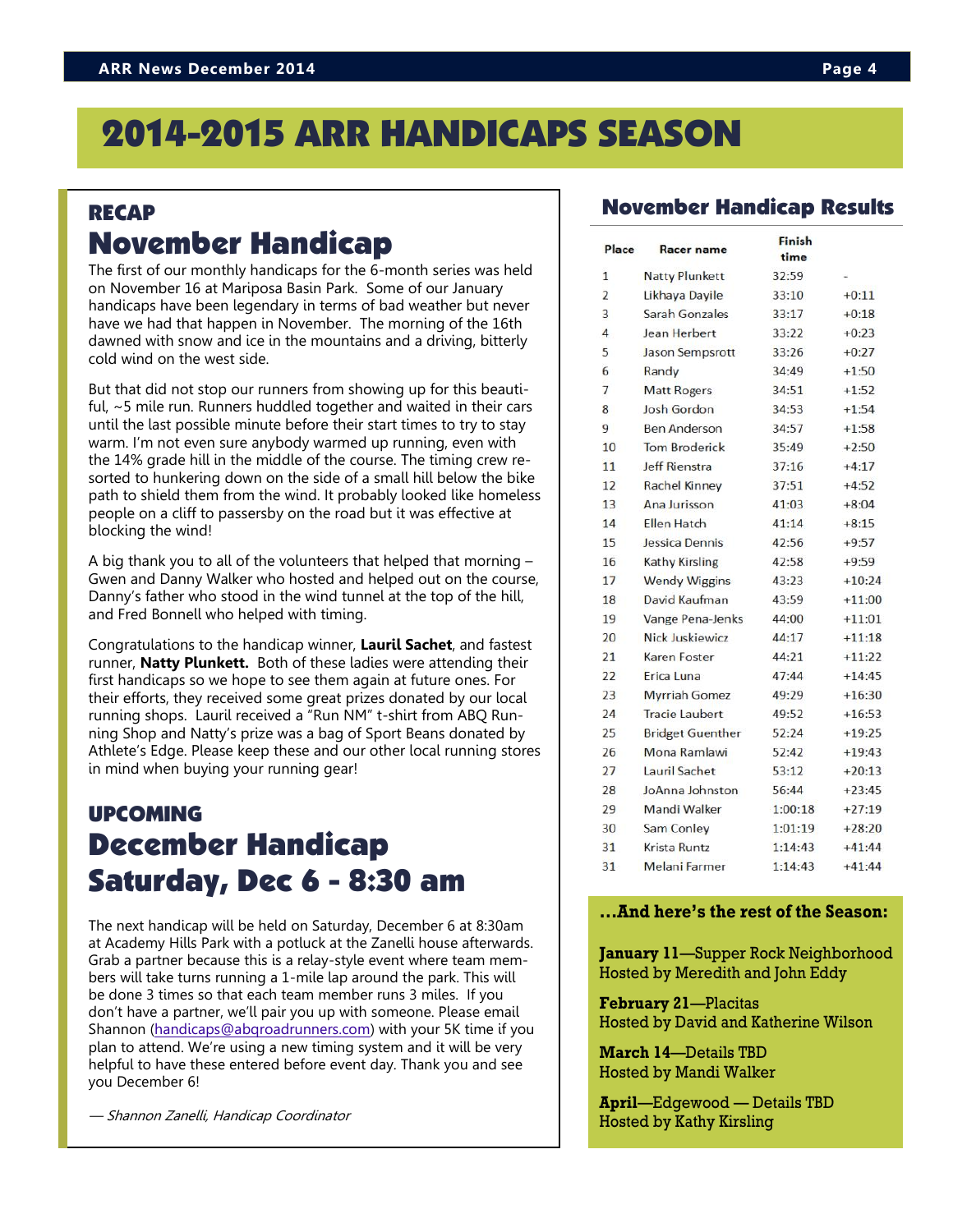# 2014-2015 ARR HANDICAPS SEASON

## RECAP

## November Handicap

The first of our monthly handicaps for the 6-month series was held on November 16 at Mariposa Basin Park. Some of our January handicaps have been legendary in terms of bad weather but never have we had that happen in November. The morning of the 16th dawned with snow and ice in the mountains and a driving, bitterly cold wind on the west side.

But that did not stop our runners from showing up for this beautiful, ~5 mile run. Runners huddled together and waited in their cars until the last possible minute before their start times to try to stay warm. I'm not even sure anybody warmed up running, even with the 14% grade hill in the middle of the course. The timing crew resorted to hunkering down on the side of a small hill below the bike path to shield them from the wind. It probably looked like homeless people on a cliff to passersby on the road but it was effective at blocking the wind!

A big thank you to all of the volunteers that helped that morning – Gwen and Danny Walker who hosted and helped out on the course, Danny's father who stood in the wind tunnel at the top of the hill, and Fred Bonnell who helped with timing.

Congratulations to the handicap winner, **Lauril Sachet**, and fastest runner, **Natty Plunkett.** Both of these ladies were attending their first handicaps so we hope to see them again at future ones. For their efforts, they received some great prizes donated by our local running shops. Lauril received a "Run NM" t-shirt from ABQ Running Shop and Natty's prize was a bag of Sport Beans donated by Athlete's Edge. Please keep these and our other local running stores in mind when buying your running gear!

## UPCOMING

## December Handicap

## Saturday, Dec 6 - 8:30 am

The next handicap will be held on Saturday, December 6 at 8:30am at Academy Hills Park with a potluck at the Zanelli house afterwards. Grab a partner because this is a relay-style event where team members will take turns running a 1-mile lap around the park. This will be done 3 times so that each team member runs 3 miles. If you don't have a partner, we'll pair you up with someone. Please email Shannon (handicaps@abqroadrunners.com) with your 5K time if you plan to attend. We're using a new timing system and it will be very helpful to have these entered before event day. Thank you and see you December 6!

*— Shannon Zanelli, Handicap Coordinator*

## November Handicap Results

| Place | Racer name | Finish time | |
|---|---|---|---|
| 1 | Natty Plunkett | 32:59 | - |
| 2 | Likhaya Dayile | 33:10 | +0:11 |
| 3 | Sarah Gonzales | 33:17 | +0:18 |
| 4 | Jean Herbert | 33:22 | +0:23 |
| 5 | Jason Sempsrott | 33:26 | +0:27 |
| 6 | Randy | 34:49 | +1:50 |
| 7 | Matt Rogers | 34:51 | +1:52 |
| 8 | Josh Gordon | 34:53 | +1:54 |
| 9 | Ben Anderson | 34:57 | +1:58 |
| 10 | Tom Broderick | 35:49 | +2:50 |
| 11 | Jeff Rienstra | 37:16 | +4:17 |
| 12 | Rachel Kinney | 37:51 | +4:52 |
| 13 | Ana Jurisson | 41:03 | +8:04 |
| 14 | Ellen Hatch | 41:14 | +8:15 |
| 15 | Jessica Dennis | 42:56 | +9:57 |
| 16 | Kathy Kirsling | 42:58 | +9:59 |
| 17 | Wendy Wiggins | 43:23 | +10:24 |
| 18 | David Kaufman | 43:59 | +11:00 |
| 19 | Vange Pena-Jenks | 44:00 | +11:01 |
| 20 | Nick Juskiewicz | 44:17 | +11:18 |
| 21 | Karen Foster | 44:21 | +11:22 |
| 22 | Erica Luna | 47:44 | +14:45 |
| 23 | Myrriah Gomez | 49:29 | +16:30 |
| 24 | Tracie Laubert | 49:52 | +16:53 |
| 25 | Bridget Guenther | 52:24 | +19:25 |
| 26 | Mona Ramlawi | 52:42 | +19:43 |
| 27 | Lauril Sachet | 53:12 | +20:13 |
| 28 | JoAnna Johnston | 56:44 | +23:45 |
| 29 | Mandi Walker | 1:00:18 | +27:19 |
| 30 | Sam Conley | 1:01:19 | +28:20 |
| 31 | Krista Runtz | 1:14:43 | +41:44 |
| 31 | Melani Farmer | 1:14:43 | +41:44 |

### …And here's the rest of the Season:

**January 11**—Supper Rock Neighborhood
Hosted by Meredith and John Eddy

**February 21**—Placitas
Hosted by David and Katherine Wilson

**March 14**—Details TBD
Hosted by Mandi Walker

**April**—Edgewood — Details TBD
Hosted by Kathy Kirsling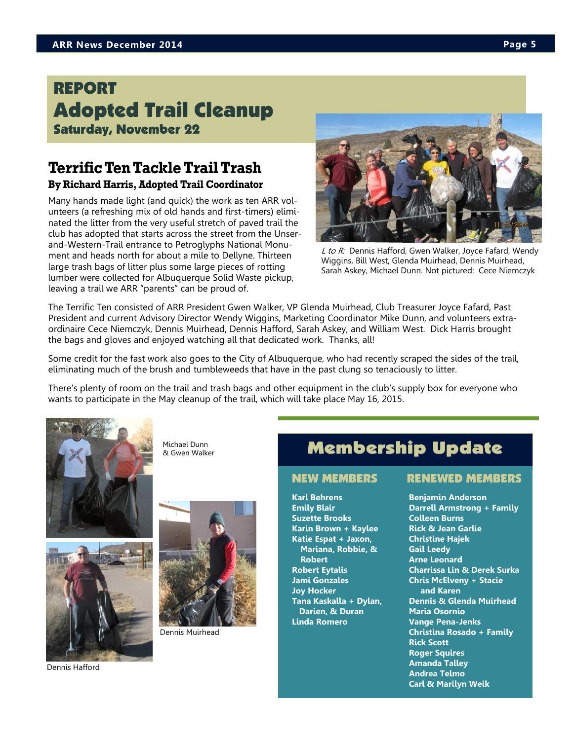# REPORT
# Adopted Trail Cleanup
### Saturday, November 22

## Terrific Ten Tackle Trail Trash

**By Richard Harris, Adopted Trail Coordinator**

Many hands made light (and quick) the work as ten ARR volunteers (a refreshing mix of old hands and first-timers) eliminated the litter from the very useful stretch of paved trail the club has adopted that starts across the street from the Unser-and-Western-Trail entrance to Petroglyphs National Monument and heads north for about a mile to Dellyne. Thirteen large trash bags of litter plus some large pieces of rotting lumber were collected for Albuquerque Solid Waste pickup, leaving a trail we ARR "parents" can be proud of.

*L to R:* Dennis Hafford, Gwen Walker, Joyce Fafard, Wendy Wiggins, Bill West, Glenda Muirhead, Dennis Muirhead, Sarah Askey, Michael Dunn. Not pictured: Cece Niemczyk

The Terrific Ten consisted of ARR President Gwen Walker, VP Glenda Muirhead, Club Treasurer Joyce Fafard, Past President and current Advisory Director Wendy Wiggins, Marketing Coordinator Mike Dunn, and volunteers extra-ordinaire Cece Niemczyk, Dennis Muirhead, Dennis Hafford, Sarah Askey, and William West. Dick Harris brought the bags and gloves and enjoyed watching all that dedicated work. Thanks, all!

Some credit for the fast work also goes to the City of Albuquerque, who had recently scraped the sides of the trail, eliminating much of the brush and tumbleweeds that have in the past clung so tenaciously to litter.

There's plenty of room on the trail and trash bags and other equipment in the club's supply box for everyone who wants to participate in the May cleanup of the trail, which will take place May 16, 2015.

Michael Dunn & Gwen Walker

Dennis Hafford

Dennis Muirhead

## Membership Update

### NEW MEMBERS

- Karl Behrens
- Emily Blair
- Suzette Brooks
- Karin Brown + Kaylee
- Katie Espat + Jaxon, Mariana, Robbie, & Robert
- Robert Eytalis
- Jami Gonzales
- Joy Hocker
- Tana Kaskalla + Dylan, Darien, & Duran
- Linda Romero

### RENEWED MEMBERS

- Benjamin Anderson
- Darrell Armstrong + Family
- Colleen Burns
- Rick & Jean Garlie
- Christine Hajek
- Gail Leedy
- Arne Leonard
- Charrissa Lin & Derek Surka
- Chris McElveny + Stacie and Karen
- Dennis & Glenda Muirhead
- Maria Osornio
- Vange Pena-Jenks
- Christina Rosado + Family
- Rick Scott
- Roger Squires
- Amanda Talley
- Andrea Telmo
- Carl & Marilyn Weik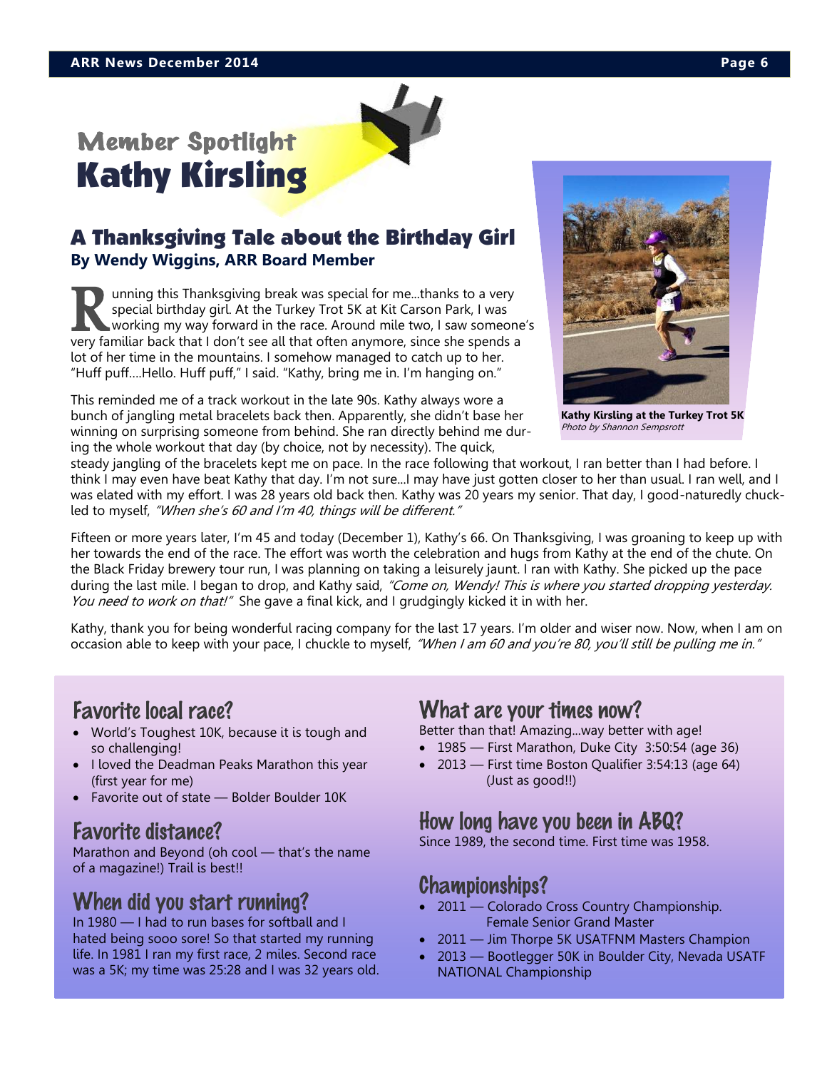## Member Spotlight
# Kathy Kirsling

### A Thanksgiving Tale about the Birthday Girl
**By Wendy Wiggins, ARR Board Member**

Running this Thanksgiving break was special for me...thanks to a very special birthday girl. At the Turkey Trot 5K at Kit Carson Park, I was working my way forward in the race. Around mile two, I saw someone's very familiar back that I don't see all that often anymore, since she spends a lot of her time in the mountains. I somehow managed to catch up to her. "Huff puff....Hello. Huff puff," I said. "Kathy, bring me in. I'm hanging on."

This reminded me of a track workout in the late 90s. Kathy always wore a bunch of jangling metal bracelets back then. Apparently, she didn't base her winning on surprising someone from behind. She ran directly behind me during the whole workout that day (by choice, not by necessity). The quick, steady jangling of the bracelets kept me on pace. In the race following that workout, I ran better than I had before. I think I may even have beat Kathy that day. I'm not sure...I may have just gotten closer to her than usual. I ran well, and I was elated with my effort. I was 28 years old back then. Kathy was 20 years my senior. That day, I good-naturedly chuckled to myself, *"When she's 60 and I'm 40, things will be different."*

Fifteen or more years later, I'm 45 and today (December 1), Kathy's 66. On Thanksgiving, I was groaning to keep up with her towards the end of the race. The effort was worth the celebration and hugs from Kathy at the end of the chute. On the Black Friday brewery tour run, I was planning on taking a leisurely jaunt. I ran with Kathy. She picked up the pace during the last mile. I began to drop, and Kathy said, *"Come on, Wendy! This is where you started dropping yesterday. You need to work on that!"* She gave a final kick, and I grudgingly kicked it in with her.

Kathy, thank you for being wonderful racing company for the last 17 years. I'm older and wiser now. Now, when I am on occasion able to keep with your pace, I chuckle to myself, *"When I am 60 and you're 80, you'll still be pulling me in."*

**Kathy Kirsling at the Turkey Trot 5K**
*Photo by Shannon Sempsrott*

### Favorite local race?
- World's Toughest 10K, because it is tough and so challenging!
- I loved the Deadman Peaks Marathon this year (first year for me)
- Favorite out of state — Bolder Boulder 10K

### Favorite distance?
Marathon and Beyond (oh cool — that's the name of a magazine!) Trail is best!!

### When did you start running?
In 1980 — I had to run bases for softball and I hated being sooo sore! So that started my running life. In 1981 I ran my first race, 2 miles. Second race was a 5K; my time was 25:28 and I was 32 years old.

### What are your times now?
Better than that! Amazing...way better with age!
- 1985 — First Marathon, Duke City 3:50:54 (age 36)
- 2013 — First time Boston Qualifier 3:54:13 (age 64) (Just as good!!)

### How long have you been in ABQ?
Since 1989, the second time. First time was 1958.

### Championships?
- 2011 — Colorado Cross Country Championship. Female Senior Grand Master
- 2011 — Jim Thorpe 5K USATFNM Masters Champion
- 2013 — Bootlegger 50K in Boulder City, Nevada USATF NATIONAL Championship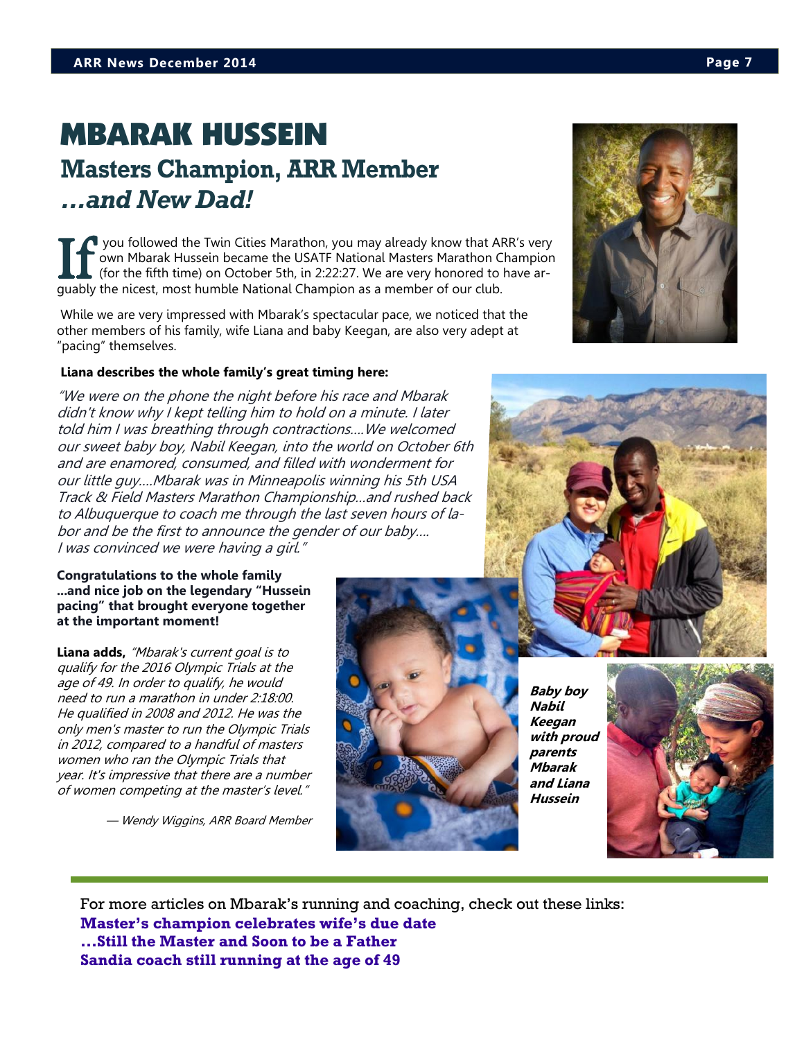# MBARAK HUSSEIN

## Masters Champion, ARR Member

## *...and New Dad!*

If you followed the Twin Cities Marathon, you may already know that ARR's very own Mbarak Hussein became the USATF National Masters Marathon Champion (for the fifth time) on October 5th, in 2:22:27. We are very honored to have arguably the nicest, most humble National Champion as a member of our club.

While we are very impressed with Mbarak's spectacular pace, we noticed that the other members of his family, wife Liana and baby Keegan, are also very adept at "pacing" themselves.

**Liana describes the whole family's great timing here:**

*"We were on the phone the night before his race and Mbarak didn't know why I kept telling him to hold on a minute. I later told him I was breathing through contractions....We welcomed our sweet baby boy, Nabil Keegan, into the world on October 6th and are enamored, consumed, and filled with wonderment for our little guy....Mbarak was in Minneapolis winning his 5th USA Track & Field Masters Marathon Championship...and rushed back to Albuquerque to coach me through the last seven hours of labor and be the first to announce the gender of our baby.... I was convinced we were having a girl."*

**Congratulations to the whole family ...and nice job on the legendary "Hussein pacing" that brought everyone together at the important moment!**

**Liana adds,** *"Mbarak's current goal is to qualify for the 2016 Olympic Trials at the age of 49. In order to qualify, he would need to run a marathon in under 2:18:00. He qualified in 2008 and 2012. He was the only men's master to run the Olympic Trials in 2012, compared to a handful of masters women who ran the Olympic Trials that year. It's impressive that there are a number of women competing at the master's level."*

*— Wendy Wiggins, ARR Board Member*

***Baby boy Nabil Keegan with proud parents Mbarak and Liana Hussein***

For more articles on Mbarak's running and coaching, check out these links:

**Master's champion celebrates wife's due date**

**...Still the Master and Soon to be a Father**

**Sandia coach still running at the age of 49**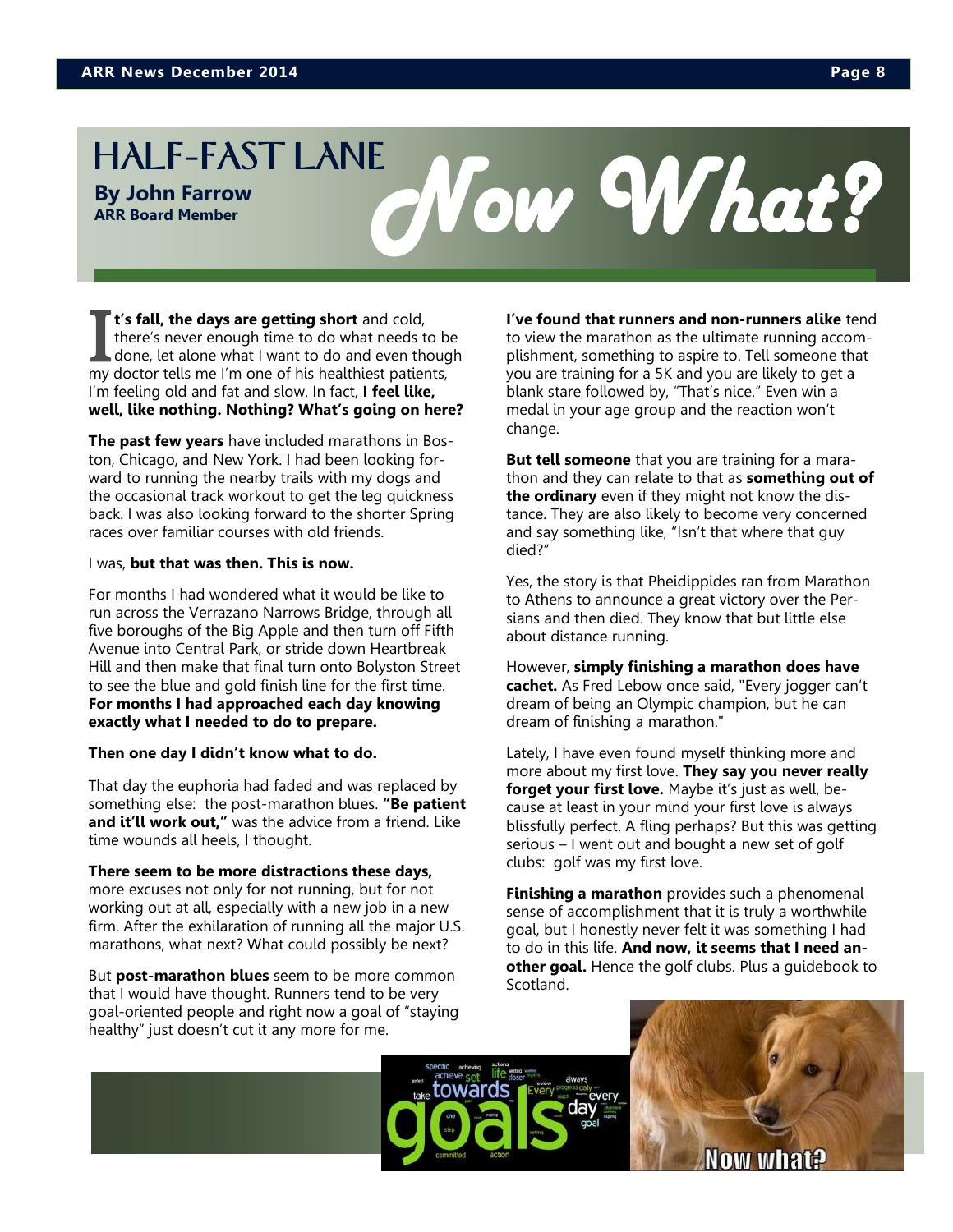# HALF-FAST LANE

**By John Farrow**
**ARR Board Member**

# Now What?

**It's fall, the days are getting short** and cold, there's never enough time to do what needs to be done, let alone what I want to do and even though my doctor tells me I'm one of his healthiest patients, I'm feeling old and fat and slow. In fact, **I feel like, well, like nothing. Nothing? What's going on here?**

**The past few years** have included marathons in Boston, Chicago, and New York. I had been looking forward to running the nearby trails with my dogs and the occasional track workout to get the leg quickness back. I was also looking forward to the shorter Spring races over familiar courses with old friends.

I was, **but that was then. This is now.**

For months I had wondered what it would be like to run across the Verrazano Narrows Bridge, through all five boroughs of the Big Apple and then turn off Fifth Avenue into Central Park, or stride down Heartbreak Hill and then make that final turn onto Bolyston Street to see the blue and gold finish line for the first time. **For months I had approached each day knowing exactly what I needed to do to prepare.**

**Then one day I didn't know what to do.**

That day the euphoria had faded and was replaced by something else: the post-marathon blues. **"Be patient and it'll work out,"** was the advice from a friend. Like time wounds all heels, I thought.

**There seem to be more distractions these days,** more excuses not only for not running, but for not working out at all, especially with a new job in a new firm. After the exhilaration of running all the major U.S. marathons, what next? What could possibly be next?

But **post-marathon blues** seem to be more common that I would have thought. Runners tend to be very goal-oriented people and right now a goal of "staying healthy" just doesn't cut it any more for me.

**I've found that runners and non-runners alike** tend to view the marathon as the ultimate running accomplishment, something to aspire to. Tell someone that you are training for a 5K and you are likely to get a blank stare followed by, "That's nice." Even win a medal in your age group and the reaction won't change.

**But tell someone** that you are training for a marathon and they can relate to that as **something out of the ordinary** even if they might not know the distance. They are also likely to become very concerned and say something like, "Isn't that where that guy died?"

Yes, the story is that Pheidippides ran from Marathon to Athens to announce a great victory over the Persians and then died. They know that but little else about distance running.

However, **simply finishing a marathon does have cachet.** As Fred Lebow once said, "Every jogger can't dream of being an Olympic champion, but he can dream of finishing a marathon."

Lately, I have even found myself thinking more and more about my first love. **They say you never really forget your first love.** Maybe it's just as well, because at least in your mind your first love is always blissfully perfect. A fling perhaps? But this was getting serious – I went out and bought a new set of golf clubs: golf was my first love.

**Finishing a marathon** provides such a phenomenal sense of accomplishment that it is truly a worthwhile goal, but I honestly never felt it was something I had to do in this life. **And now, it seems that I need another goal.** Hence the golf clubs. Plus a guidebook to Scotland.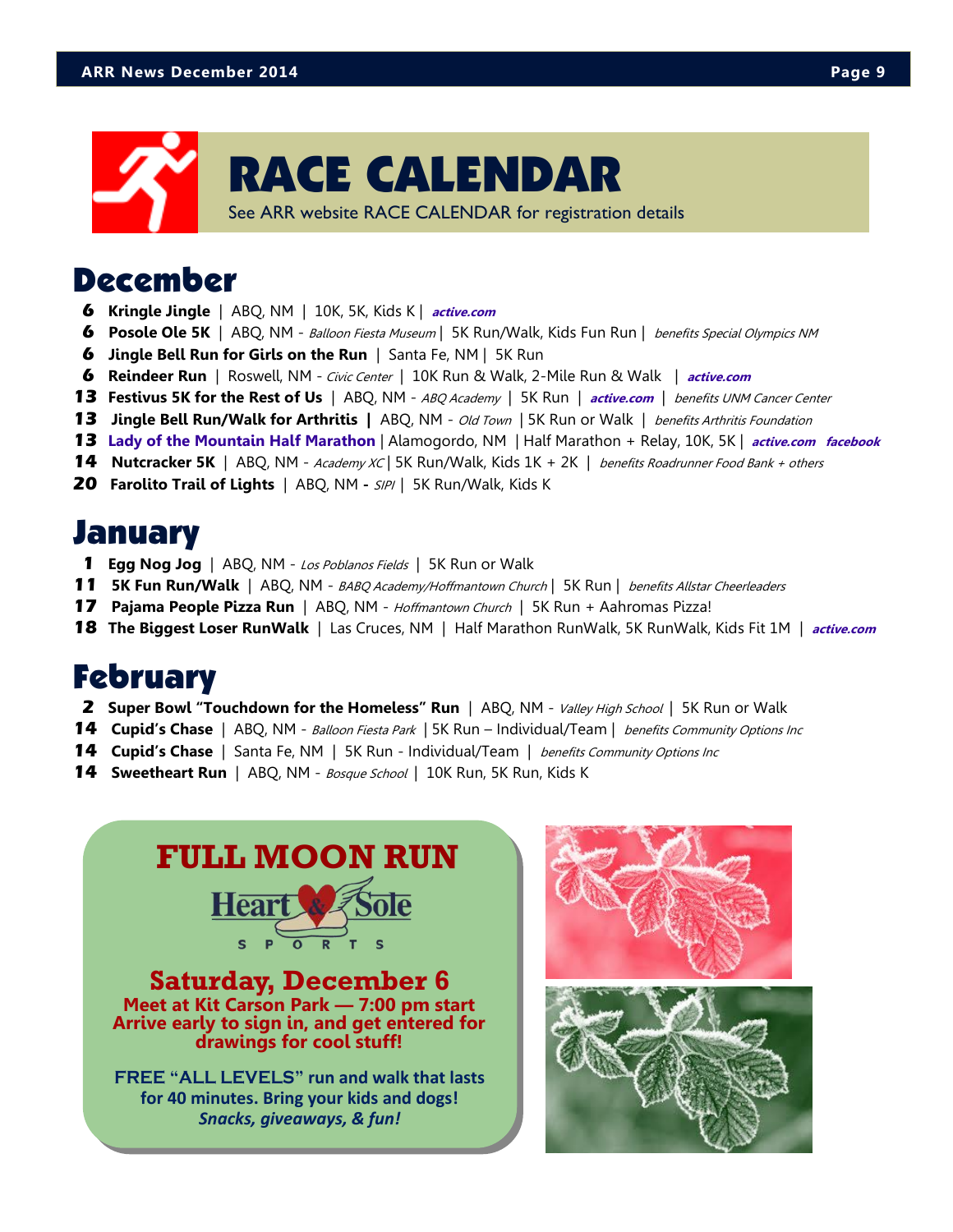# RACE CALENDAR

See ARR website RACE CALENDAR for registration details

## December

**6** **Kringle Jingle** | ABQ, NM | 10K, 5K, Kids K | *active.com*

**6** **Posole Ole 5K** | ABQ, NM - *Balloon Fiesta Museum* | 5K Run/Walk, Kids Fun Run | *benefits Special Olympics NM*

**6** **Jingle Bell Run for Girls on the Run** | Santa Fe, NM | 5K Run

**6** **Reindeer Run** | Roswell, NM - *Civic Center* | 10K Run & Walk, 2-Mile Run & Walk | *active.com*

**13** **Festivus 5K for the Rest of Us** | ABQ, NM - *ABQ Academy* | 5K Run | *active.com* | *benefits UNM Cancer Center*

**13** **Jingle Bell Run/Walk for Arthritis** | ABQ, NM - *Old Town* | 5K Run or Walk | *benefits Arthritis Foundation*

**13** **Lady of the Mountain Half Marathon** | Alamogordo, NM | Half Marathon + Relay, 10K, 5K | *active.com* *facebook*

**14** **Nutcracker 5K** | ABQ, NM - *Academy XC* | 5K Run/Walk, Kids 1K + 2K | *benefits Roadrunner Food Bank + others*

**20** **Farolito Trail of Lights** | ABQ, NM - *SIPI* | 5K Run/Walk, Kids K

## January

**1** **Egg Nog Jog** | ABQ, NM - *Los Poblanos Fields* | 5K Run or Walk

**11** **5K Fun Run/Walk** | ABQ, NM - *BABQ Academy/Hoffmantown Church* | 5K Run | *benefits Allstar Cheerleaders*

**17** **Pajama People Pizza Run** | ABQ, NM - *Hoffmantown Church* | 5K Run + Aahromas Pizza!

**18** **The Biggest Loser RunWalk** | Las Cruces, NM | Half Marathon RunWalk, 5K RunWalk, Kids Fit 1M | *active.com*

## February

**2** **Super Bowl "Touchdown for the Homeless" Run** | ABQ, NM - *Valley High School* | 5K Run or Walk

**14** **Cupid's Chase** | ABQ, NM - *Balloon Fiesta Park* | 5K Run – Individual/Team | *benefits Community Options Inc*

**14** **Cupid's Chase** | Santa Fe, NM | 5K Run - Individual/Team | *benefits Community Options Inc*

**14** **Sweetheart Run** | ABQ, NM - *Bosque School* | 10K Run, 5K Run, Kids K

## FULL MOON RUN

Heart & Sole SPORTS

**Saturday, December 6**

**Meet at Kit Carson Park — 7:00 pm start**
**Arrive early to sign in, and get entered for drawings for cool stuff!**

**FREE "ALL LEVELS" run and walk that lasts for 40 minutes. Bring your kids and dogs!**
***Snacks, giveaways, & fun!***